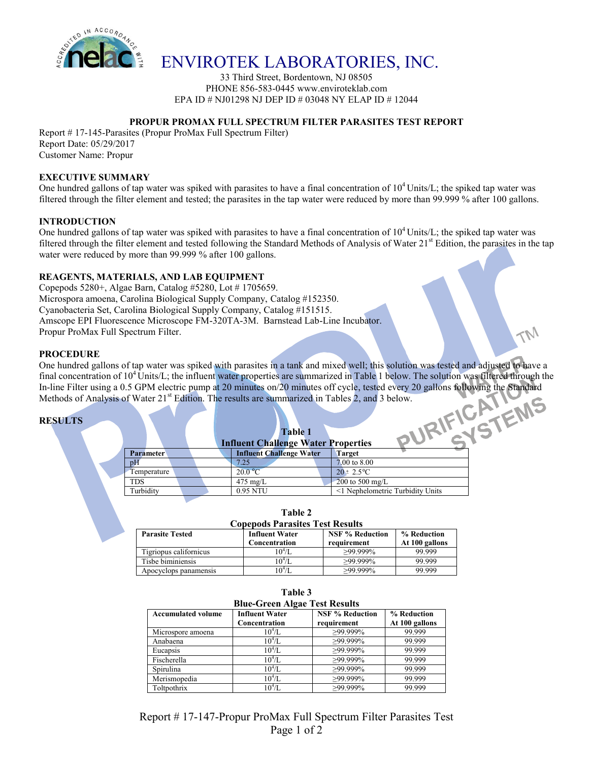# ENVIROTEK LABORATORIES, INC.

33 Third Street, Bordentown, NJ 08505
PHONE 856-583-0445 www.enviroteklab.com
EPA ID # NJ01298 NJ DEP ID # 03048 NY ELAP ID # 12044

## PROPUR PROMAX FULL SPECTRUM FILTER PARASITES TEST REPORT

Report # 17-145-Parasites (Propur ProMax Full Spectrum Filter)
Report Date: 05/29/2017
Customer Name: Propur

### EXECUTIVE SUMMARY

One hundred gallons of tap water was spiked with parasites to have a final concentration of $10^4$ Units/L; the spiked tap water was filtered through the filter element and tested; the parasites in the tap water were reduced by more than 99.999 % after 100 gallons.

### INTRODUCTION

One hundred gallons of tap water was spiked with parasites to have a final concentration of $10^4$ Units/L; the spiked tap water was filtered through the filter element and tested following the Standard Methods of Analysis of Water 21st Edition, the parasites in the tap water were reduced by more than 99.999 % after 100 gallons.

### REAGENTS, MATERIALS, AND LAB EQUIPMENT

Copepods 5280+, Algae Barn, Catalog #5280, Lot # 1705659.
Microspora amoena, Carolina Biological Supply Company, Catalog #152350.
Cyanobacteria Set, Carolina Biological Supply Company, Catalog #151515.
Amscope EPI Fluorescence Microscope FM-320TA-3M. Barnstead Lab-Line Incubator.
Propur ProMax Full Spectrum Filter.

### PROCEDURE

One hundred gallons of tap water was spiked with parasites in a tank and mixed well; this solution was tested and adjusted to have a final concentration of $10^4$ Units/L; the influent water properties are summarized in Table 1 below. The solution was filtered through the In-line Filter using a 0.5 GPM electric pump at 20 minutes on/20 minutes off cycle, tested every 20 gallons following the Standard Methods of Analysis of Water 21st Edition. The results are summarized in Tables 2, and 3 below.

### RESULTS

**Table 1**
**Influent Challenge Water Properties**

| Parameter | Influent Challenge Water | Target |
|---|---|---|
| pH | 7.25 | 7.00 to 8.00 |
| Temperature | 20.0 ℃ | 20 ± 2.5℃ |
| TDS | 475 mg/L | 200 to 500 mg/L |
| Turbidity | 0.95 NTU | <1 Nephelometric Turbidity Units |

**Table 2**
**Copepods Parasites Test Results**

| Parasite Tested | Influent Water Concentration | NSF % Reduction requirement | % Reduction At 100 gallons |
|---|---|---|---|
| Tigriopus californicus | $10^4$/L | ≥99.999% | 99.999 |
| Tisbe biminiensis | $10^4$/L | ≥99.999% | 99.999 |
| Apocyclops panamensis | $10^4$/L | ≥99.999% | 99.999 |

**Table 3**
**Blue-Green Algae Test Results**

| Accumulated volume | Influent Water Concentration | NSF % Reduction requirement | % Reduction At 100 gallons |
|---|---|---|---|
| Microspore amoena | $10^4$/L | ≥99.999% | 99.999 |
| Anabaena | $10^4$/L | ≥99.999% | 99.999 |
| Eucapsis | $10^4$/L | ≥99.999% | 99.999 |
| Fischerella | $10^4$/L | ≥99.999% | 99.999 |
| Spirulina | $10^4$/L | ≥99.999% | 99.999 |
| Merismopedia | $10^4$/L | ≥99.999% | 99.999 |
| Toltpothrix | $10^4$/L | ≥99.999% | 99.999 |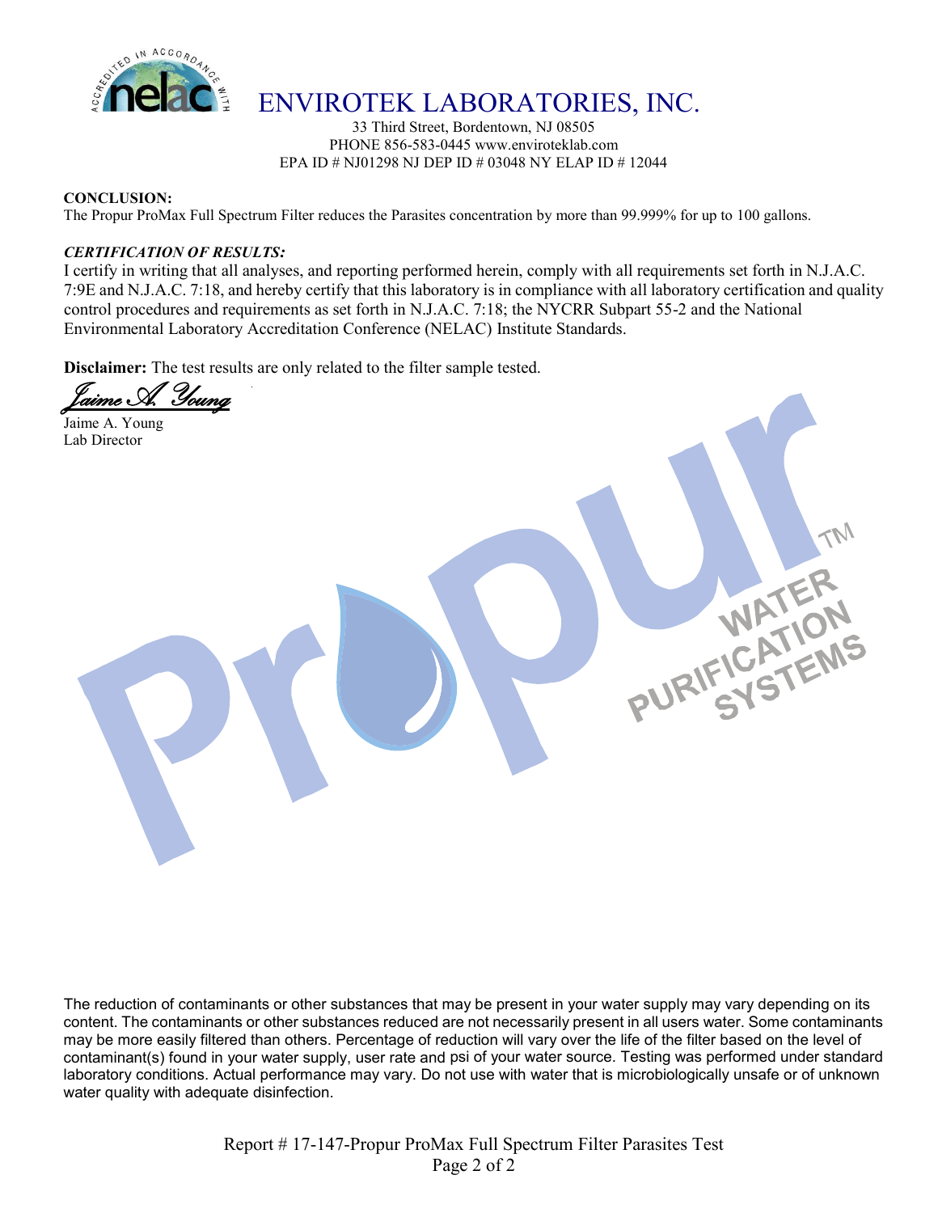**CONCLUSION:**
The Propur ProMax Full Spectrum Filter reduces the Parasites concentration by more than 99.999% for up to 100 gallons.

***CERTIFICATION OF RESULTS:***
I certify in writing that all analyses, and reporting performed herein, comply with all requirements set forth in N.J.A.C. 7:9E and N.J.A.C. 7:18, and hereby certify that this laboratory is in compliance with all laboratory certification and quality control procedures and requirements as set forth in N.J.A.C. 7:18; the NYCRR Subpart 55-2 and the National Environmental Laboratory Accreditation Conference (NELAC) Institute Standards.

**Disclaimer:** The test results are only related to the filter sample tested.

*Jaime A. Young*

Jaime A. Young
Lab Director

The reduction of contaminants or other substances that may be present in your water supply may vary depending on its content. The contaminants or other substances reduced are not necessarily present in all users water. Some contaminants may be more easily filtered than others. Percentage of reduction will vary over the life of the filter based on the level of contaminant(s) found in your water supply, user rate and psi of your water source. Testing was performed under standard laboratory conditions. Actual performance may vary. Do not use with water that is microbiologically unsafe or of unknown water quality with adequate disinfection.

Report # 17-147-Propur ProMax Full Spectrum Filter Parasites Test